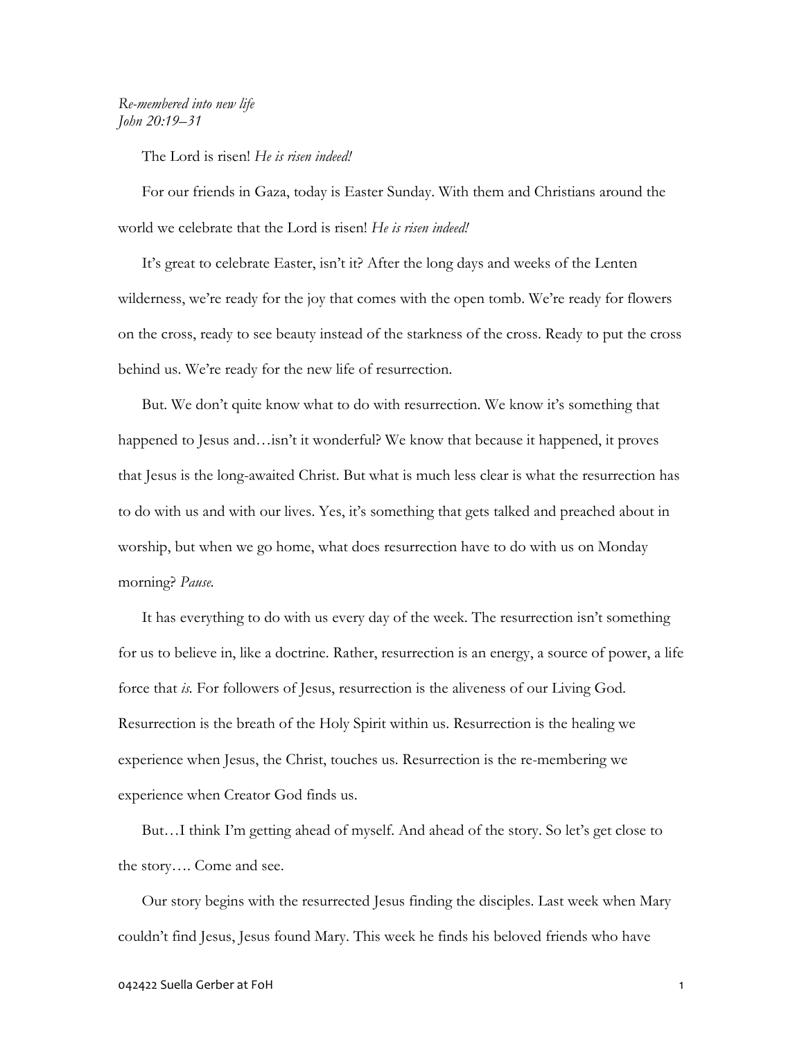*Re-membered into new life*
*John 20:19–31*

The Lord is risen! *He is risen indeed!*

For our friends in Gaza, today is Easter Sunday. With them and Christians around the world we celebrate that the Lord is risen! *He is risen indeed!*

It's great to celebrate Easter, isn't it? After the long days and weeks of the Lenten wilderness, we're ready for the joy that comes with the open tomb. We're ready for flowers on the cross, ready to see beauty instead of the starkness of the cross. Ready to put the cross behind us. We're ready for the new life of resurrection.

But. We don't quite know what to do with resurrection. We know it's something that happened to Jesus and…isn't it wonderful? We know that because it happened, it proves that Jesus is the long-awaited Christ. But what is much less clear is what the resurrection has to do with us and with our lives. Yes, it's something that gets talked and preached about in worship, but when we go home, what does resurrection have to do with us on Monday morning? *Pause.*

It has everything to do with us every day of the week. The resurrection isn't something for us to believe in, like a doctrine. Rather, resurrection is an energy, a source of power, a life force that *is.* For followers of Jesus, resurrection is the aliveness of our Living God. Resurrection is the breath of the Holy Spirit within us. Resurrection is the healing we experience when Jesus, the Christ, touches us. Resurrection is the re-membering we experience when Creator God finds us.

But…I think I'm getting ahead of myself. And ahead of the story. So let's get close to the story…. Come and see.

Our story begins with the resurrected Jesus finding the disciples. Last week when Mary couldn't find Jesus, Jesus found Mary. This week he finds his beloved friends who have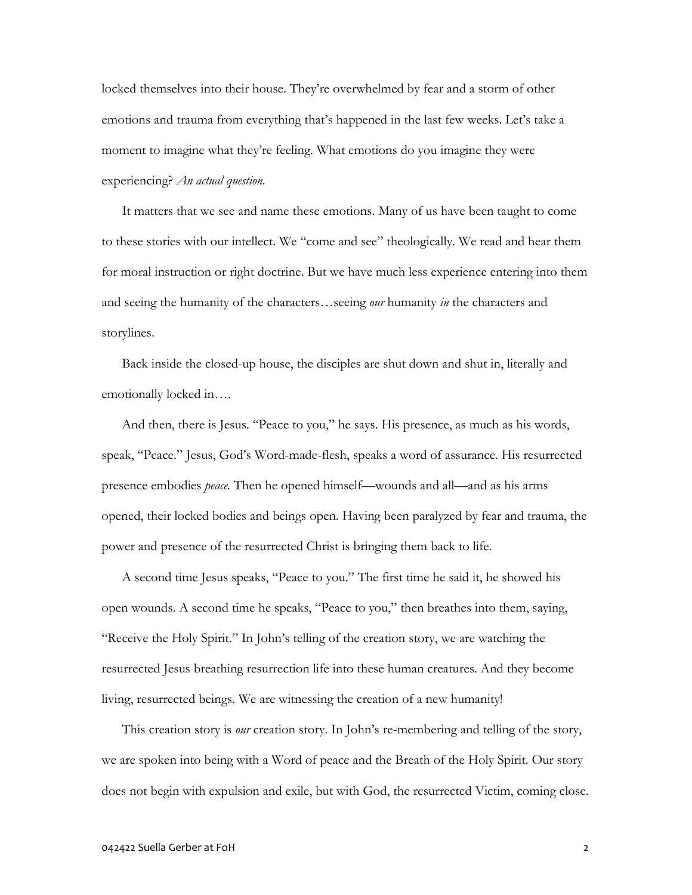locked themselves into their house. They're overwhelmed by fear and a storm of other emotions and trauma from everything that's happened in the last few weeks. Let's take a moment to imagine what they're feeling. What emotions do you imagine they were experiencing? *An actual question.*

It matters that we see and name these emotions. Many of us have been taught to come to these stories with our intellect. We "come and see" theologically. We read and hear them for moral instruction or right doctrine. But we have much less experience entering into them and seeing the humanity of the characters…seeing *our* humanity *in* the characters and storylines.

Back inside the closed-up house, the disciples are shut down and shut in, literally and emotionally locked in….

And then, there is Jesus. "Peace to you," he says. His presence, as much as his words, speak, "Peace." Jesus, God's Word-made-flesh, speaks a word of assurance. His resurrected presence embodies *peace.* Then he opened himself—wounds and all—and as his arms opened, their locked bodies and beings open. Having been paralyzed by fear and trauma, the power and presence of the resurrected Christ is bringing them back to life.

A second time Jesus speaks, "Peace to you." The first time he said it, he showed his open wounds. A second time he speaks, "Peace to you," then breathes into them, saying, "Receive the Holy Spirit." In John's telling of the creation story, we are watching the resurrected Jesus breathing resurrection life into these human creatures. And they become living, resurrected beings. We are witnessing the creation of a new humanity!

This creation story is *our* creation story. In John's re-membering and telling of the story, we are spoken into being with a Word of peace and the Breath of the Holy Spirit. Our story does not begin with expulsion and exile, but with God, the resurrected Victim, coming close.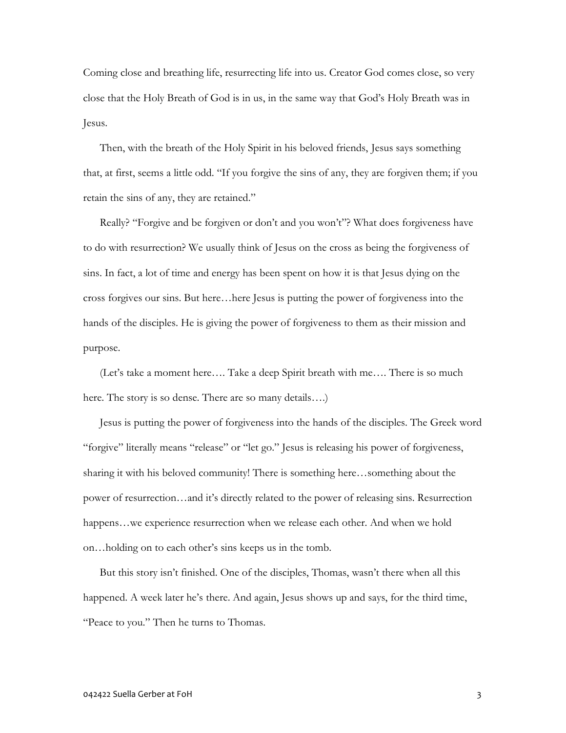Coming close and breathing life, resurrecting life into us. Creator God comes close, so very close that the Holy Breath of God is in us, in the same way that God's Holy Breath was in Jesus.

Then, with the breath of the Holy Spirit in his beloved friends, Jesus says something that, at first, seems a little odd. "If you forgive the sins of any, they are forgiven them; if you retain the sins of any, they are retained."

Really? "Forgive and be forgiven or don't and you won't"? What does forgiveness have to do with resurrection? We usually think of Jesus on the cross as being the forgiveness of sins. In fact, a lot of time and energy has been spent on how it is that Jesus dying on the cross forgives our sins. But here…here Jesus is putting the power of forgiveness into the hands of the disciples. He is giving the power of forgiveness to them as their mission and purpose.

(Let's take a moment here…. Take a deep Spirit breath with me…. There is so much here. The story is so dense. There are so many details….)

Jesus is putting the power of forgiveness into the hands of the disciples. The Greek word "forgive" literally means "release" or "let go." Jesus is releasing his power of forgiveness, sharing it with his beloved community! There is something here…something about the power of resurrection…and it's directly related to the power of releasing sins. Resurrection happens…we experience resurrection when we release each other. And when we hold on…holding on to each other's sins keeps us in the tomb.

But this story isn't finished. One of the disciples, Thomas, wasn't there when all this happened. A week later he's there. And again, Jesus shows up and says, for the third time, "Peace to you." Then he turns to Thomas.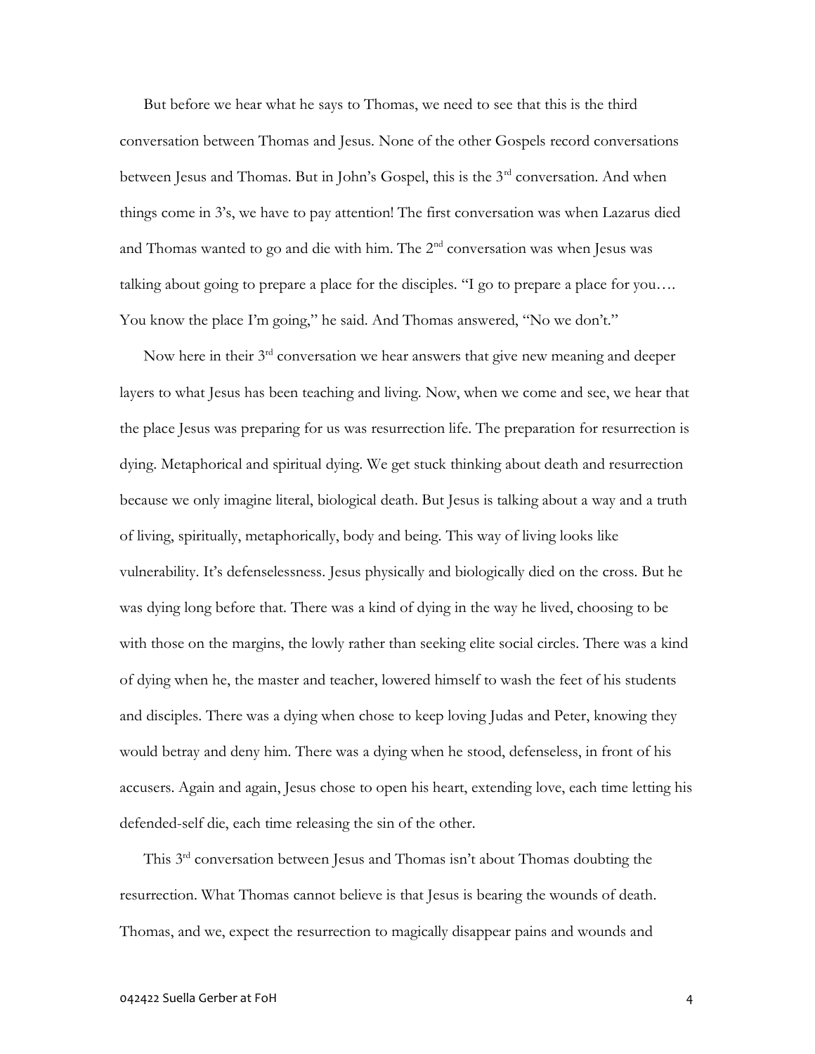But before we hear what he says to Thomas, we need to see that this is the third conversation between Thomas and Jesus. None of the other Gospels record conversations between Jesus and Thomas. But in John's Gospel, this is the 3rd conversation. And when things come in 3's, we have to pay attention! The first conversation was when Lazarus died and Thomas wanted to go and die with him. The 2nd conversation was when Jesus was talking about going to prepare a place for the disciples. "I go to prepare a place for you…. You know the place I'm going," he said. And Thomas answered, "No we don't."

Now here in their 3rd conversation we hear answers that give new meaning and deeper layers to what Jesus has been teaching and living. Now, when we come and see, we hear that the place Jesus was preparing for us was resurrection life. The preparation for resurrection is dying. Metaphorical and spiritual dying. We get stuck thinking about death and resurrection because we only imagine literal, biological death. But Jesus is talking about a way and a truth of living, spiritually, metaphorically, body and being. This way of living looks like vulnerability. It's defenselessness. Jesus physically and biologically died on the cross. But he was dying long before that. There was a kind of dying in the way he lived, choosing to be with those on the margins, the lowly rather than seeking elite social circles. There was a kind of dying when he, the master and teacher, lowered himself to wash the feet of his students and disciples. There was a dying when chose to keep loving Judas and Peter, knowing they would betray and deny him. There was a dying when he stood, defenseless, in front of his accusers. Again and again, Jesus chose to open his heart, extending love, each time letting his defended-self die, each time releasing the sin of the other.

This 3rd conversation between Jesus and Thomas isn't about Thomas doubting the resurrection. What Thomas cannot believe is that Jesus is bearing the wounds of death. Thomas, and we, expect the resurrection to magically disappear pains and wounds and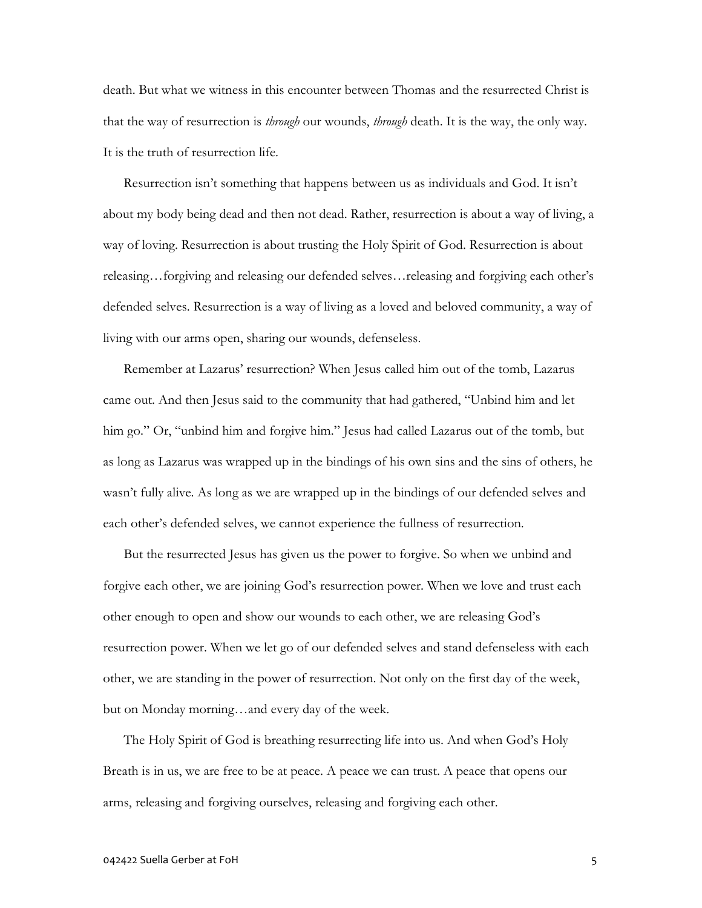death. But what we witness in this encounter between Thomas and the resurrected Christ is that the way of resurrection is *through* our wounds, *through* death. It is the way, the only way. It is the truth of resurrection life.

Resurrection isn't something that happens between us as individuals and God. It isn't about my body being dead and then not dead. Rather, resurrection is about a way of living, a way of loving. Resurrection is about trusting the Holy Spirit of God. Resurrection is about releasing…forgiving and releasing our defended selves…releasing and forgiving each other's defended selves. Resurrection is a way of living as a loved and beloved community, a way of living with our arms open, sharing our wounds, defenseless.

Remember at Lazarus' resurrection? When Jesus called him out of the tomb, Lazarus came out. And then Jesus said to the community that had gathered, "Unbind him and let him go." Or, "unbind him and forgive him." Jesus had called Lazarus out of the tomb, but as long as Lazarus was wrapped up in the bindings of his own sins and the sins of others, he wasn't fully alive. As long as we are wrapped up in the bindings of our defended selves and each other's defended selves, we cannot experience the fullness of resurrection.

But the resurrected Jesus has given us the power to forgive. So when we unbind and forgive each other, we are joining God's resurrection power. When we love and trust each other enough to open and show our wounds to each other, we are releasing God's resurrection power. When we let go of our defended selves and stand defenseless with each other, we are standing in the power of resurrection. Not only on the first day of the week, but on Monday morning…and every day of the week.

The Holy Spirit of God is breathing resurrecting life into us. And when God's Holy Breath is in us, we are free to be at peace. A peace we can trust. A peace that opens our arms, releasing and forgiving ourselves, releasing and forgiving each other.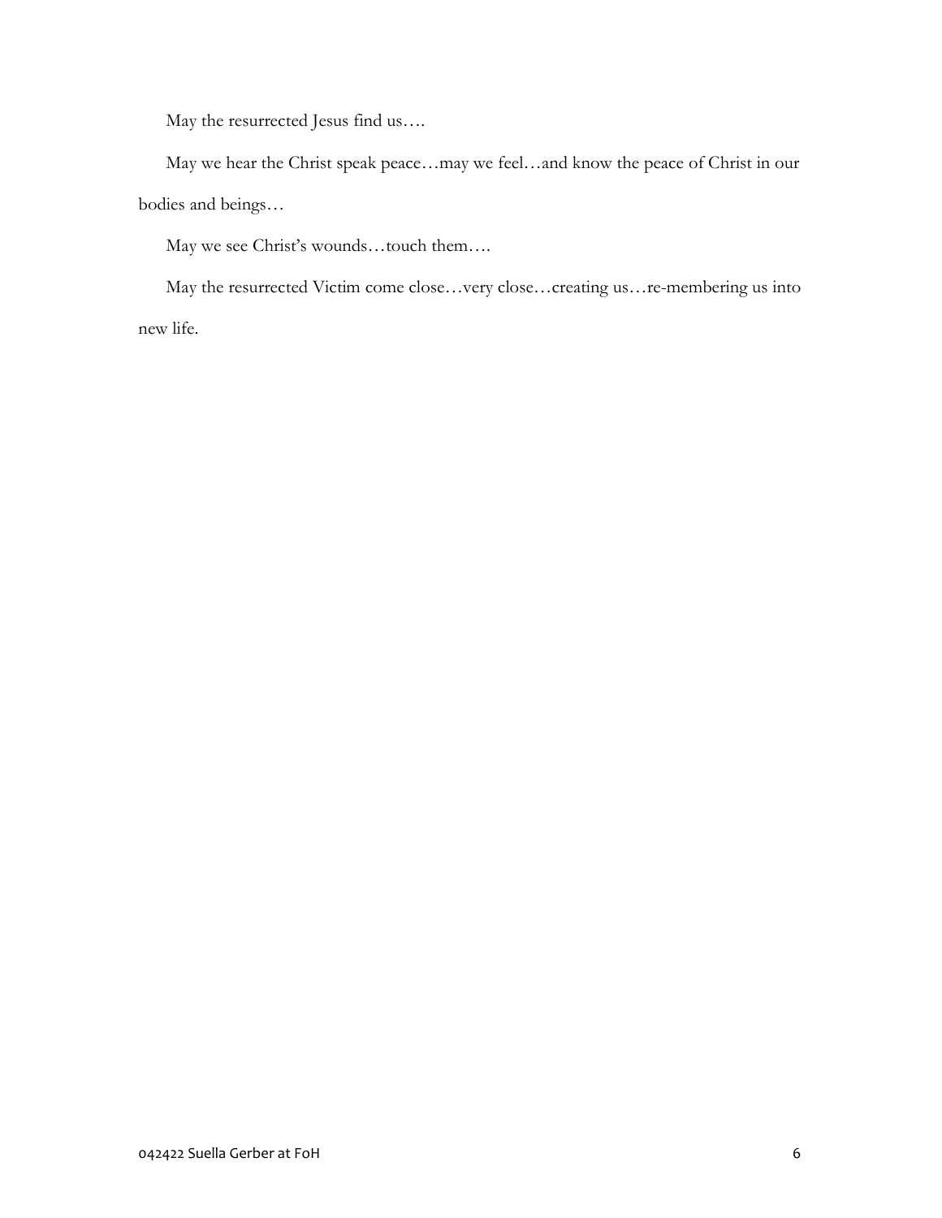May the resurrected Jesus find us….

May we hear the Christ speak peace…may we feel…and know the peace of Christ in our bodies and beings…

May we see Christ's wounds…touch them….

May the resurrected Victim come close…very close…creating us…re-membering us into new life.